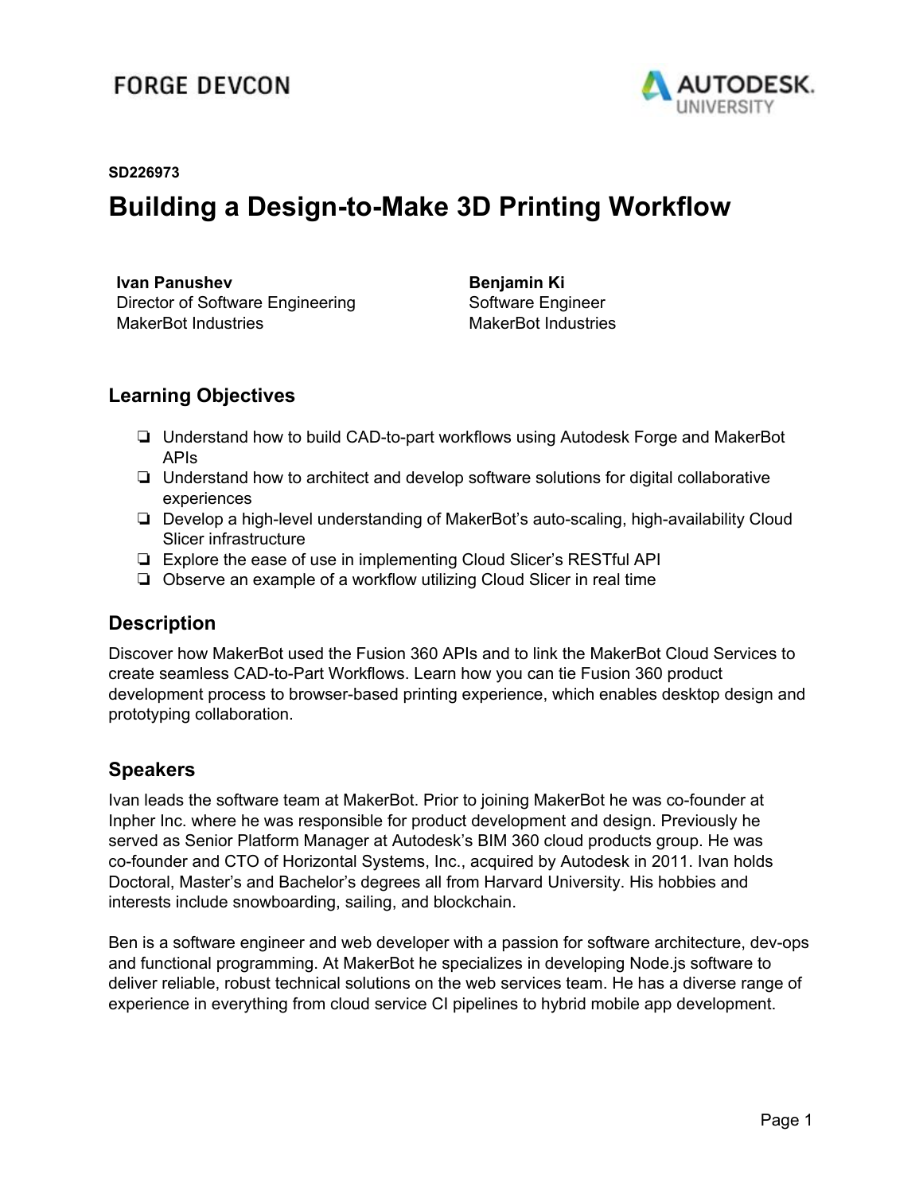FORGE DEVCON

AUTODESK UNIVERSITY

**SD226973**

# Building a Design-to-Make 3D Printing Workflow

**Ivan Panushev**
Director of Software Engineering
MakerBot Industries

**Benjamin Ki**
Software Engineer
MakerBot Industries

## Learning Objectives

- Understand how to build CAD-to-part workflows using Autodesk Forge and MakerBot APIs
- Understand how to architect and develop software solutions for digital collaborative experiences
- Develop a high-level understanding of MakerBot's auto-scaling, high-availability Cloud Slicer infrastructure
- Explore the ease of use in implementing Cloud Slicer's RESTful API
- Observe an example of a workflow utilizing Cloud Slicer in real time

## Description

Discover how MakerBot used the Fusion 360 APIs and to link the MakerBot Cloud Services to create seamless CAD-to-Part Workflows. Learn how you can tie Fusion 360 product development process to browser-based printing experience, which enables desktop design and prototyping collaboration.

## Speakers

Ivan leads the software team at MakerBot. Prior to joining MakerBot he was co-founder at Inpher Inc. where he was responsible for product development and design. Previously he served as Senior Platform Manager at Autodesk's BIM 360 cloud products group. He was co-founder and CTO of Horizontal Systems, Inc., acquired by Autodesk in 2011. Ivan holds Doctoral, Master's and Bachelor's degrees all from Harvard University. His hobbies and interests include snowboarding, sailing, and blockchain.

Ben is a software engineer and web developer with a passion for software architecture, dev-ops and functional programming. At MakerBot he specializes in developing Node.js software to deliver reliable, robust technical solutions on the web services team. He has a diverse range of experience in everything from cloud service CI pipelines to hybrid mobile app development.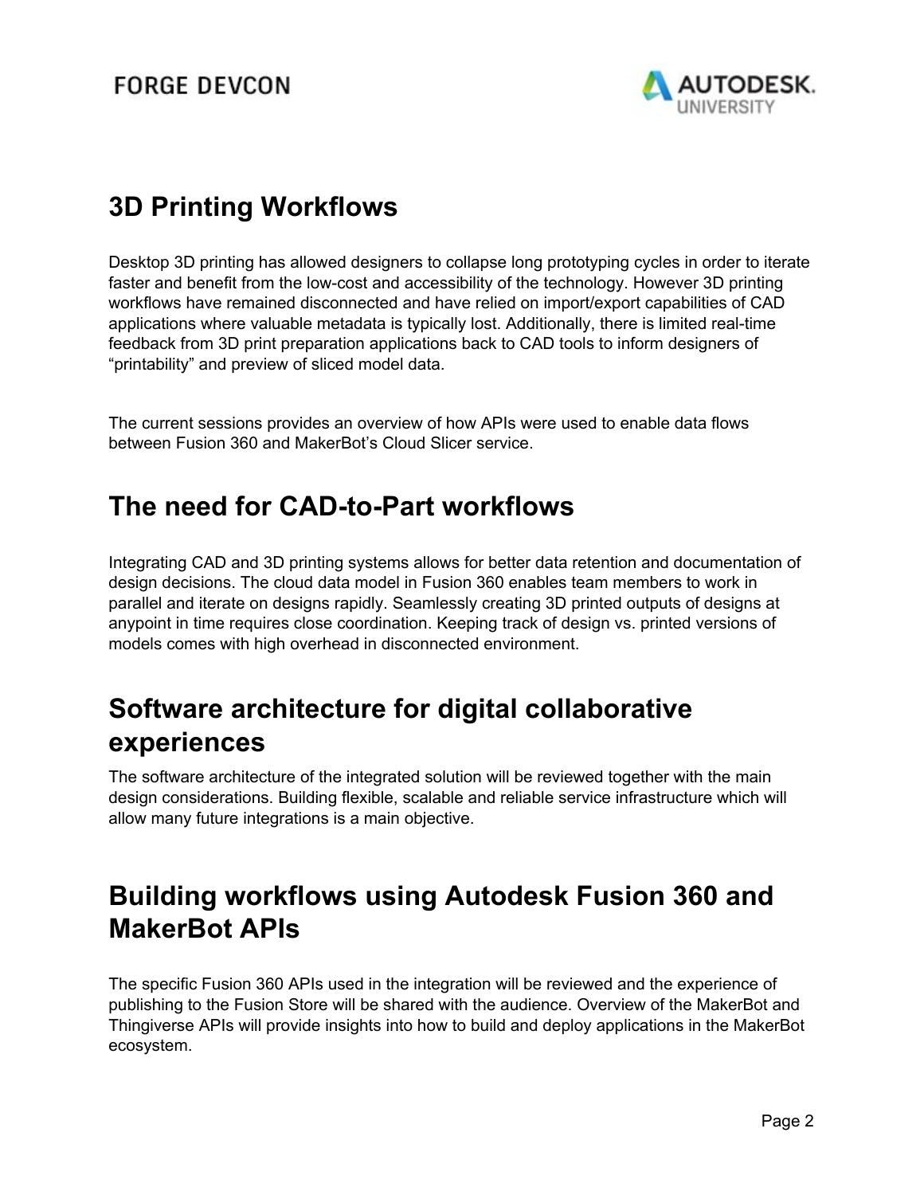# 3D Printing Workflows

Desktop 3D printing has allowed designers to collapse long prototyping cycles in order to iterate faster and benefit from the low-cost and accessibility of the technology. However 3D printing workflows have remained disconnected and have relied on import/export capabilities of CAD applications where valuable metadata is typically lost. Additionally, there is limited real-time feedback from 3D print preparation applications back to CAD tools to inform designers of “printability” and preview of sliced model data.

The current sessions provides an overview of how APIs were used to enable data flows between Fusion 360 and MakerBot’s Cloud Slicer service.

# The need for CAD-to-Part workflows

Integrating CAD and 3D printing systems allows for better data retention and documentation of design decisions. The cloud data model in Fusion 360 enables team members to work in parallel and iterate on designs rapidly. Seamlessly creating 3D printed outputs of designs at anypoint in time requires close coordination. Keeping track of design vs. printed versions of models comes with high overhead in disconnected environment.

# Software architecture for digital collaborative experiences

The software architecture of the integrated solution will be reviewed together with the main design considerations. Building flexible, scalable and reliable service infrastructure which will allow many future integrations is a main objective.

# Building workflows using Autodesk Fusion 360 and MakerBot APIs

The specific Fusion 360 APIs used in the integration will be reviewed and the experience of publishing to the Fusion Store will be shared with the audience. Overview of the MakerBot and Thingiverse APIs will provide insights into how to build and deploy applications in the MakerBot ecosystem.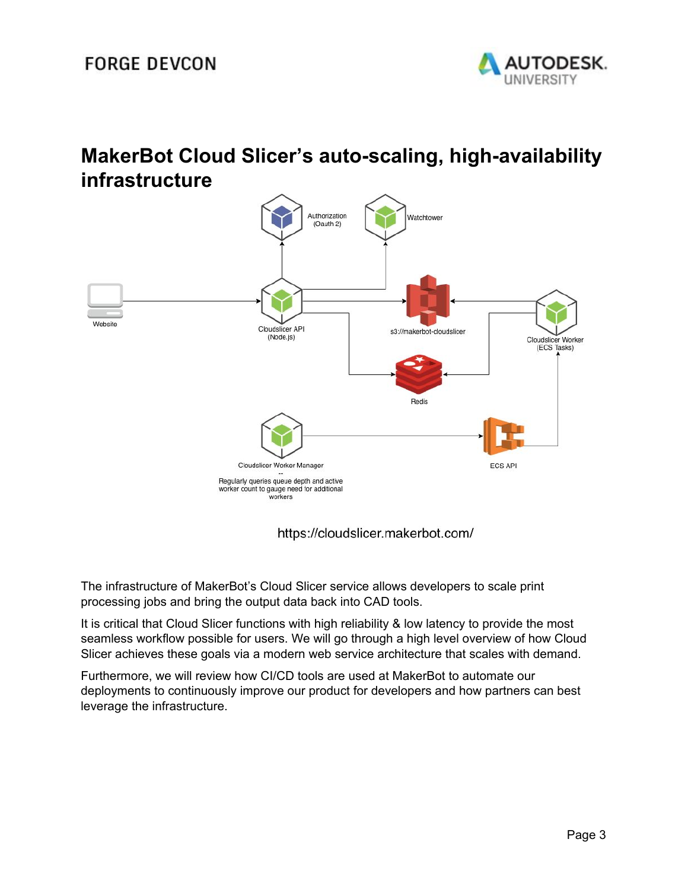# MakerBot Cloud Slicer's auto-scaling, high-availability infrastructure

Authorization (Oauth 2)

Watchtower

Website

Cloudslicer API (Node.js)

s3://makerbot-cloudslicer

Cloudslicer Worker (ECS Tasks)

Redis

Cloudslicer Worker Manager
--
Regularly queries queue depth and active worker count to gauge need for additional workers

ECS API

https://cloudslicer.makerbot.com/

The infrastructure of MakerBot's Cloud Slicer service allows developers to scale print processing jobs and bring the output data back into CAD tools.

It is critical that Cloud Slicer functions with high reliability & low latency to provide the most seamless workflow possible for users. We will go through a high level overview of how Cloud Slicer achieves these goals via a modern web service architecture that scales with demand.

Furthermore, we will review how CI/CD tools are used at MakerBot to automate our deployments to continuously improve our product for developers and how partners can best leverage the infrastructure.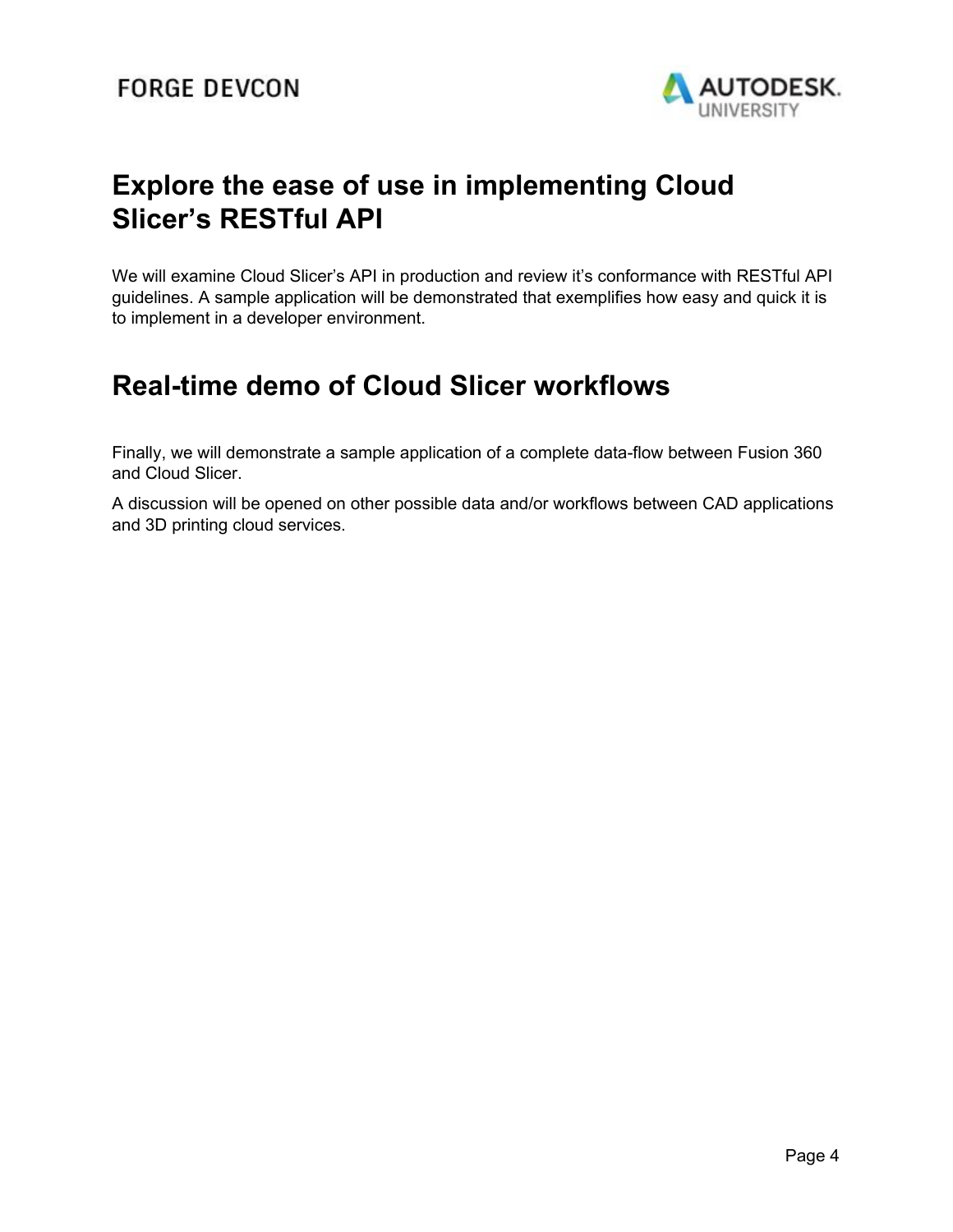## Explore the ease of use in implementing Cloud Slicer's RESTful API

We will examine Cloud Slicer's API in production and review it's conformance with RESTful API guidelines. A sample application will be demonstrated that exemplifies how easy and quick it is to implement in a developer environment.

## Real-time demo of Cloud Slicer workflows

Finally, we will demonstrate a sample application of a complete data-flow between Fusion 360 and Cloud Slicer.

A discussion will be opened on other possible data and/or workflows between CAD applications and 3D printing cloud services.